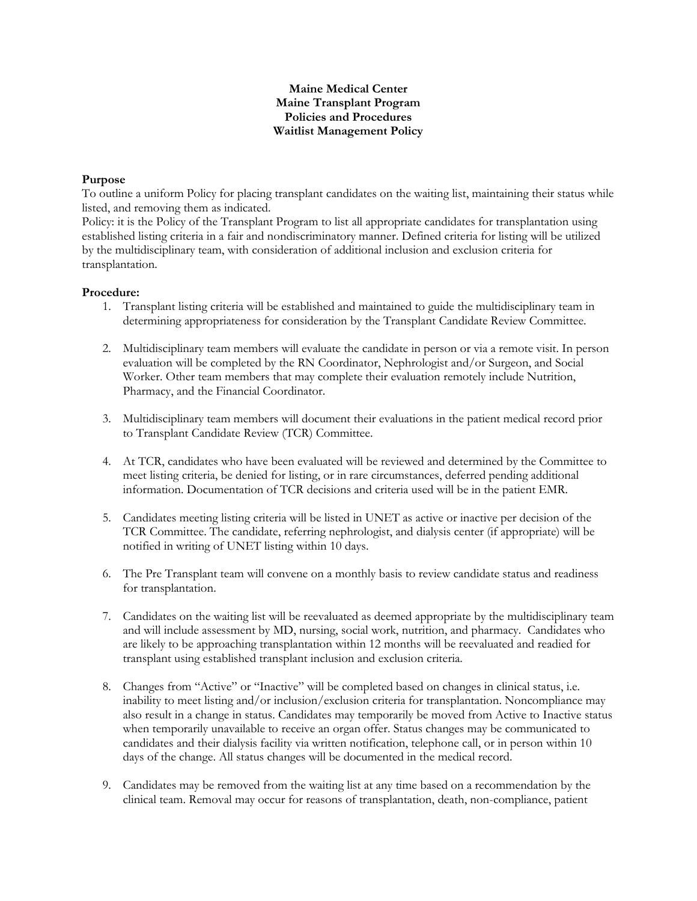**Maine Medical Center**
**Maine Transplant Program**
**Policies and Procedures**
**Waitlist Management Policy**

**Purpose**

To outline a uniform Policy for placing transplant candidates on the waiting list, maintaining their status while listed, and removing them as indicated.

Policy: it is the Policy of the Transplant Program to list all appropriate candidates for transplantation using established listing criteria in a fair and nondiscriminatory manner. Defined criteria for listing will be utilized by the multidisciplinary team, with consideration of additional inclusion and exclusion criteria for transplantation.

**Procedure:**

1. Transplant listing criteria will be established and maintained to guide the multidisciplinary team in determining appropriateness for consideration by the Transplant Candidate Review Committee.

2. Multidisciplinary team members will evaluate the candidate in person or via a remote visit. In person evaluation will be completed by the RN Coordinator, Nephrologist and/or Surgeon, and Social Worker. Other team members that may complete their evaluation remotely include Nutrition, Pharmacy, and the Financial Coordinator.

3. Multidisciplinary team members will document their evaluations in the patient medical record prior to Transplant Candidate Review (TCR) Committee.

4. At TCR, candidates who have been evaluated will be reviewed and determined by the Committee to meet listing criteria, be denied for listing, or in rare circumstances, deferred pending additional information. Documentation of TCR decisions and criteria used will be in the patient EMR.

5. Candidates meeting listing criteria will be listed in UNET as active or inactive per decision of the TCR Committee. The candidate, referring nephrologist, and dialysis center (if appropriate) will be notified in writing of UNET listing within 10 days.

6. The Pre Transplant team will convene on a monthly basis to review candidate status and readiness for transplantation.

7. Candidates on the waiting list will be reevaluated as deemed appropriate by the multidisciplinary team and will include assessment by MD, nursing, social work, nutrition, and pharmacy. Candidates who are likely to be approaching transplantation within 12 months will be reevaluated and readied for transplant using established transplant inclusion and exclusion criteria.

8. Changes from "Active" or "Inactive" will be completed based on changes in clinical status, i.e. inability to meet listing and/or inclusion/exclusion criteria for transplantation. Noncompliance may also result in a change in status. Candidates may temporarily be moved from Active to Inactive status when temporarily unavailable to receive an organ offer. Status changes may be communicated to candidates and their dialysis facility via written notification, telephone call, or in person within 10 days of the change. All status changes will be documented in the medical record.

9. Candidates may be removed from the waiting list at any time based on a recommendation by the clinical team. Removal may occur for reasons of transplantation, death, non-compliance, patient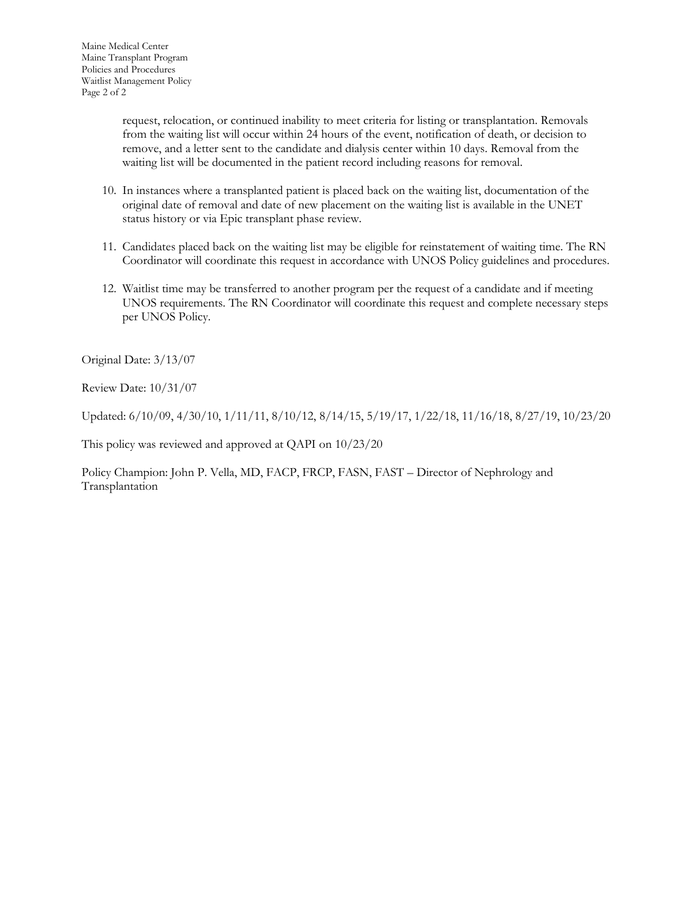request, relocation, or continued inability to meet criteria for listing or transplantation. Removals from the waiting list will occur within 24 hours of the event, notification of death, or decision to remove, and a letter sent to the candidate and dialysis center within 10 days. Removal from the waiting list will be documented in the patient record including reasons for removal.

10. In instances where a transplanted patient is placed back on the waiting list, documentation of the original date of removal and date of new placement on the waiting list is available in the UNET status history or via Epic transplant phase review.

11. Candidates placed back on the waiting list may be eligible for reinstatement of waiting time. The RN Coordinator will coordinate this request in accordance with UNOS Policy guidelines and procedures.

12. Waitlist time may be transferred to another program per the request of a candidate and if meeting UNOS requirements. The RN Coordinator will coordinate this request and complete necessary steps per UNOS Policy.

Original Date: 3/13/07

Review Date: 10/31/07

Updated: 6/10/09, 4/30/10, 1/11/11, 8/10/12, 8/14/15, 5/19/17, 1/22/18, 11/16/18, 8/27/19, 10/23/20

This policy was reviewed and approved at QAPI on 10/23/20

Policy Champion: John P. Vella, MD, FACP, FRCP, FASN, FAST – Director of Nephrology and Transplantation